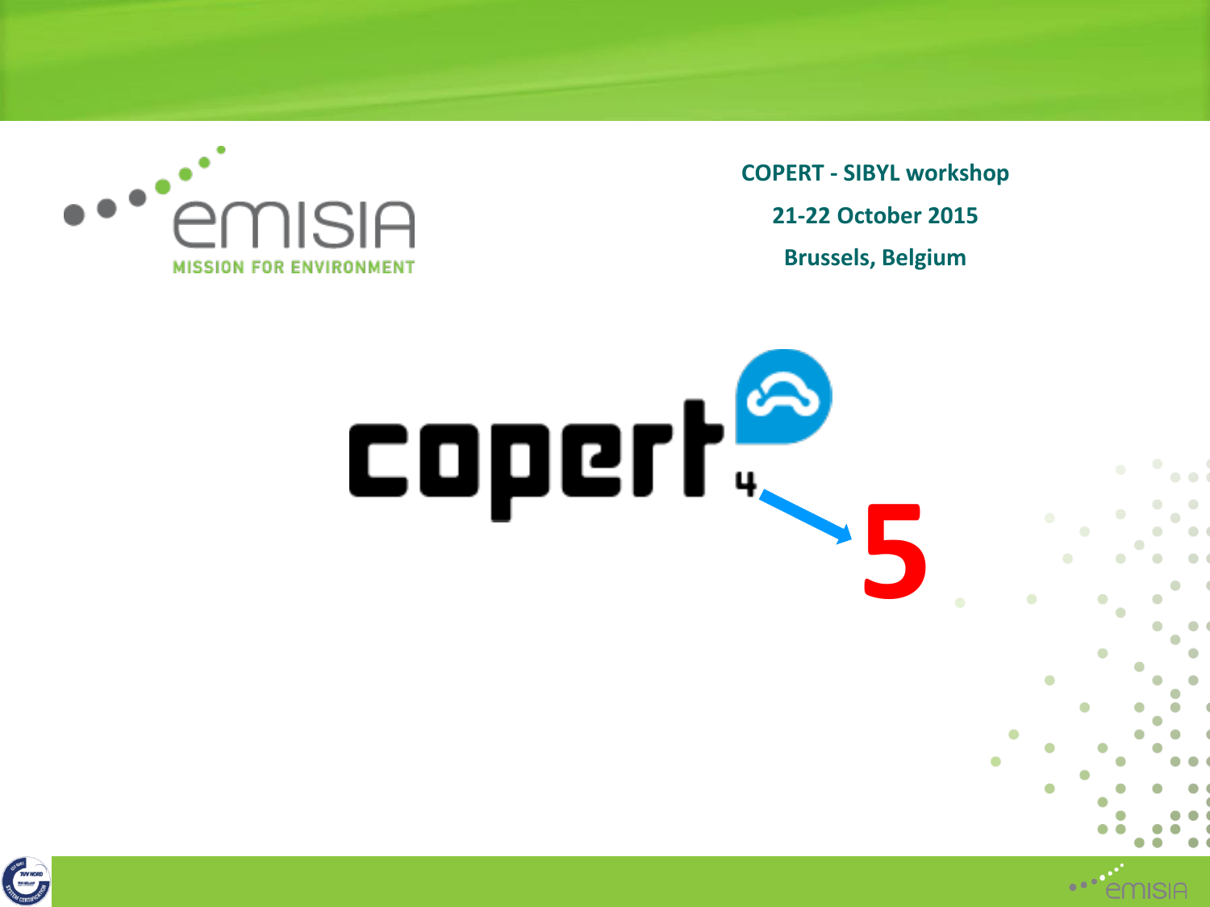COPERT - SIBYL workshop

21-22 October 2015

Brussels, Belgium

copert 4 → 5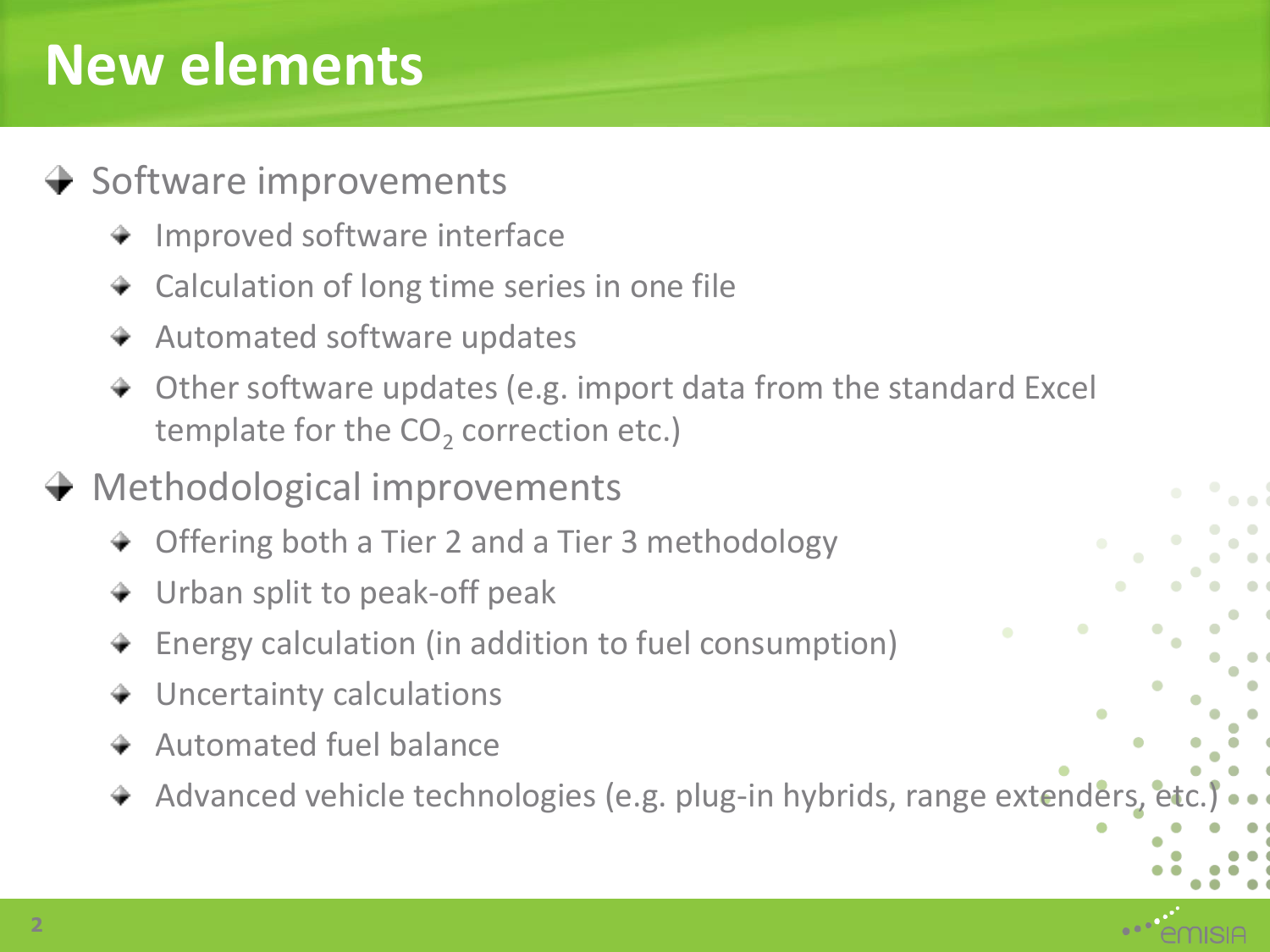# New elements

- Software improvements
  - Improved software interface
  - Calculation of long time series in one file
  - Automated software updates
  - Other software updates (e.g. import data from the standard Excel template for the $CO_2$ correction etc.)
- Methodological improvements
  - Offering both a Tier 2 and a Tier 3 methodology
  - Urban split to peak-off peak
  - Energy calculation (in addition to fuel consumption)
  - Uncertainty calculations
  - Automated fuel balance
  - Advanced vehicle technologies (e.g. plug-in hybrids, range extenders, etc.)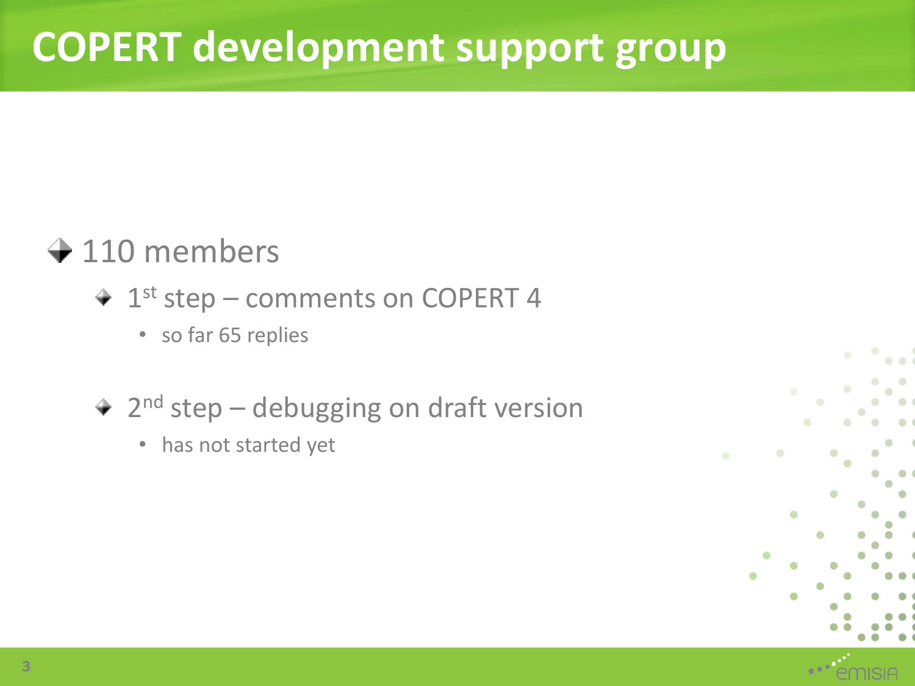# COPERT development support group

- 110 members
  - 1st step – comments on COPERT 4
    - so far 65 replies
  - 2nd step – debugging on draft version
    - has not started yet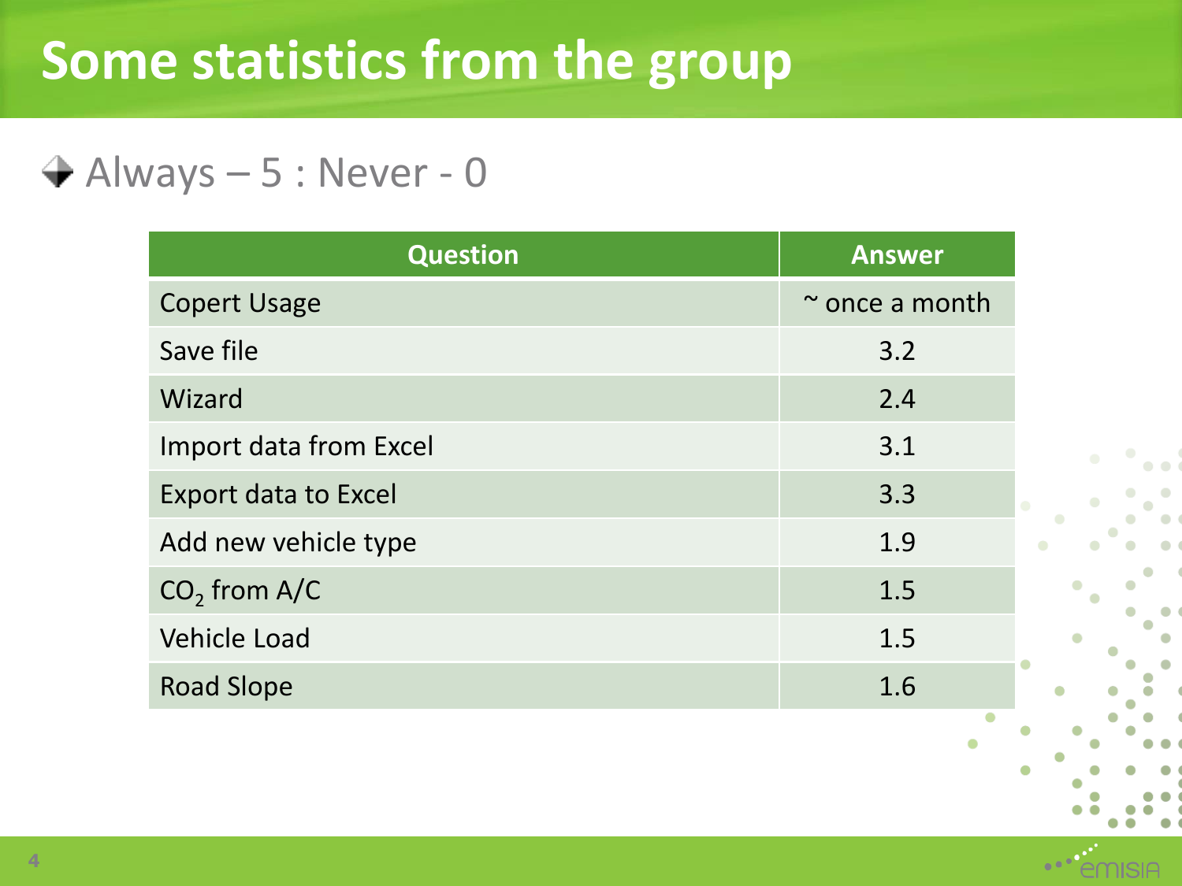# Some statistics from the group

- Always – 5 : Never - 0

| Question | Answer |
|---|---|
| Copert Usage | ~ once a month |
| Save file | 3.2 |
| Wizard | 2.4 |
| Import data from Excel | 3.1 |
| Export data to Excel | 3.3 |
| Add new vehicle type | 1.9 |
| $CO_2$ from A/C | 1.5 |
| Vehicle Load | 1.5 |
| Road Slope | 1.6 |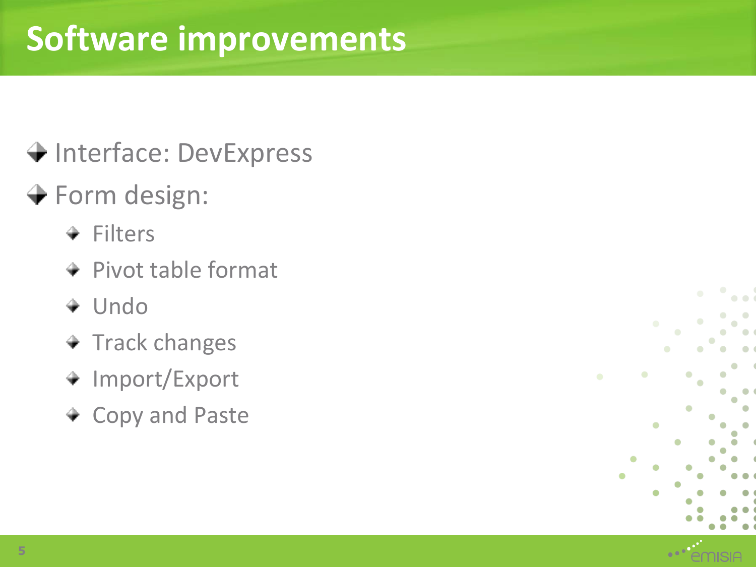# Software improvements

- Interface: DevExpress
- Form design:
  - Filters
  - Pivot table format
  - Undo
  - Track changes
  - Import/Export
  - Copy and Paste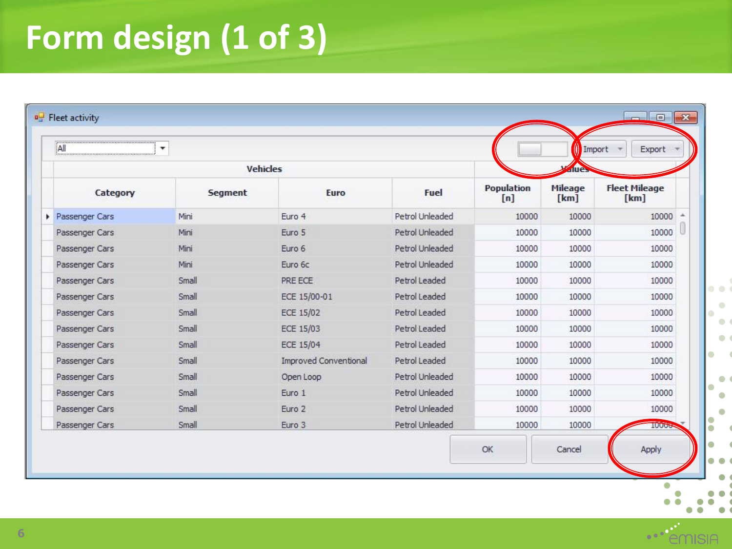# Form design (1 of 3)

Fleet activity

All

Import | Export

| Vehicles | | | | Values | | |
|---|---|---|---|---|---|---|
| Category | Segment | Euro | Fuel | Population [n] | Mileage [km] | Fleet Mileage [km] |
| Passenger Cars | Mini | Euro 4 | Petrol Unleaded | 10000 | 10000 | 10000 |
| Passenger Cars | Mini | Euro 5 | Petrol Unleaded | 10000 | 10000 | 10000 |
| Passenger Cars | Mini | Euro 6 | Petrol Unleaded | 10000 | 10000 | 10000 |
| Passenger Cars | Mini | Euro 6c | Petrol Unleaded | 10000 | 10000 | 10000 |
| Passenger Cars | Small | PRE ECE | Petrol Leaded | 10000 | 10000 | 10000 |
| Passenger Cars | Small | ECE 15/00-01 | Petrol Leaded | 10000 | 10000 | 10000 |
| Passenger Cars | Small | ECE 15/02 | Petrol Leaded | 10000 | 10000 | 10000 |
| Passenger Cars | Small | ECE 15/03 | Petrol Leaded | 10000 | 10000 | 10000 |
| Passenger Cars | Small | ECE 15/04 | Petrol Leaded | 10000 | 10000 | 10000 |
| Passenger Cars | Small | Improved Conventional | Petrol Leaded | 10000 | 10000 | 10000 |
| Passenger Cars | Small | Open Loop | Petrol Unleaded | 10000 | 10000 | 10000 |
| Passenger Cars | Small | Euro 1 | Petrol Unleaded | 10000 | 10000 | 10000 |
| Passenger Cars | Small | Euro 2 | Petrol Unleaded | 10000 | 10000 | 10000 |
| Passenger Cars | Small | Euro 3 | Petrol Unleaded | 10000 | 10000 | 10000 |

OK | Cancel | Apply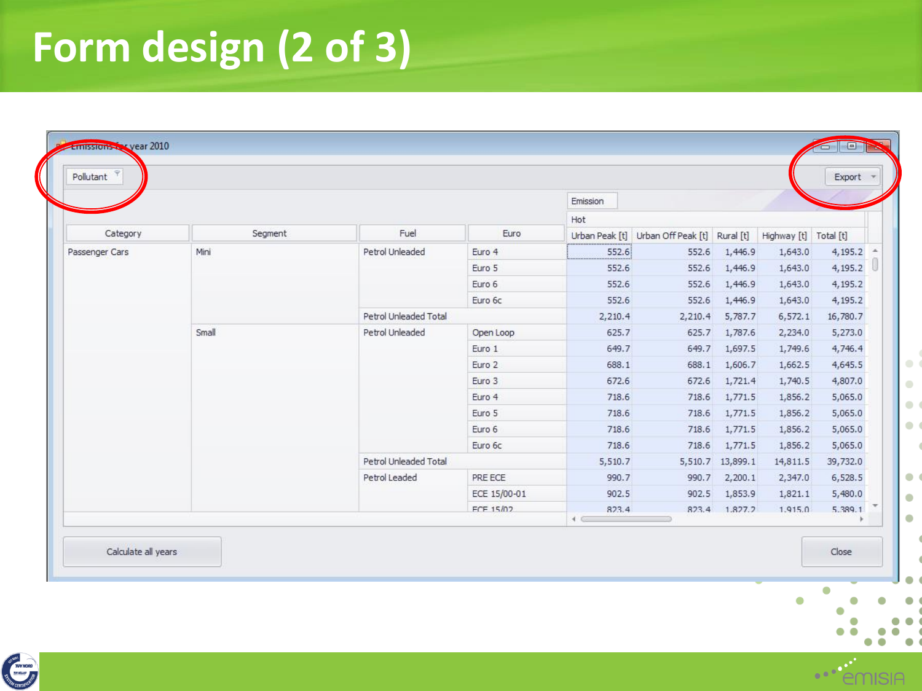# Form design (2 of 3)

Emissions for year 2010

Pollutant

Export

| Category | Segment | Fuel | Euro | Emission Hot Urban Peak [t] | Urban Off Peak [t] | Rural [t] | Highway [t] | Total [t] |
|---|---|---|---|---|---|---|---|---|
| Passenger Cars | Mini | Petrol Unleaded | Euro 4 | 552.6 | 552.6 | 1,446.9 | 1,643.0 | 4,195.2 |
| | | | Euro 5 | 552.6 | 552.6 | 1,446.9 | 1,643.0 | 4,195.2 |
| | | | Euro 6 | 552.6 | 552.6 | 1,446.9 | 1,643.0 | 4,195.2 |
| | | | Euro 6c | 552.6 | 552.6 | 1,446.9 | 1,643.0 | 4,195.2 |
| | | Petrol Unleaded Total | | 2,210.4 | 2,210.4 | 5,787.7 | 6,572.1 | 16,780.7 |
| | Small | Petrol Unleaded | Open Loop | 625.7 | 625.7 | 1,787.6 | 2,234.0 | 5,273.0 |
| | | | Euro 1 | 649.7 | 649.7 | 1,697.5 | 1,749.6 | 4,746.4 |
| | | | Euro 2 | 688.1 | 688.1 | 1,606.7 | 1,662.5 | 4,645.5 |
| | | | Euro 3 | 672.6 | 672.6 | 1,721.4 | 1,740.5 | 4,807.0 |
| | | | Euro 4 | 718.6 | 718.6 | 1,771.5 | 1,856.2 | 5,065.0 |
| | | | Euro 5 | 718.6 | 718.6 | 1,771.5 | 1,856.2 | 5,065.0 |
| | | | Euro 6 | 718.6 | 718.6 | 1,771.5 | 1,856.2 | 5,065.0 |
| | | | Euro 6c | 718.6 | 718.6 | 1,771.5 | 1,856.2 | 5,065.0 |
| | | Petrol Unleaded Total | | 5,510.7 | 5,510.7 | 13,899.1 | 14,811.5 | 39,732.0 |
| | | Petrol Leaded | PRE ECE | 990.7 | 990.7 | 2,200.1 | 2,347.0 | 6,528.5 |
| | | | ECE 15/00-01 | 902.5 | 902.5 | 1,853.9 | 1,821.1 | 5,480.0 |
| | | | ECE 15/02 | 823.4 | 823.4 | 1,827.2 | 1,915.0 | 5,389.1 |

Calculate all years

Close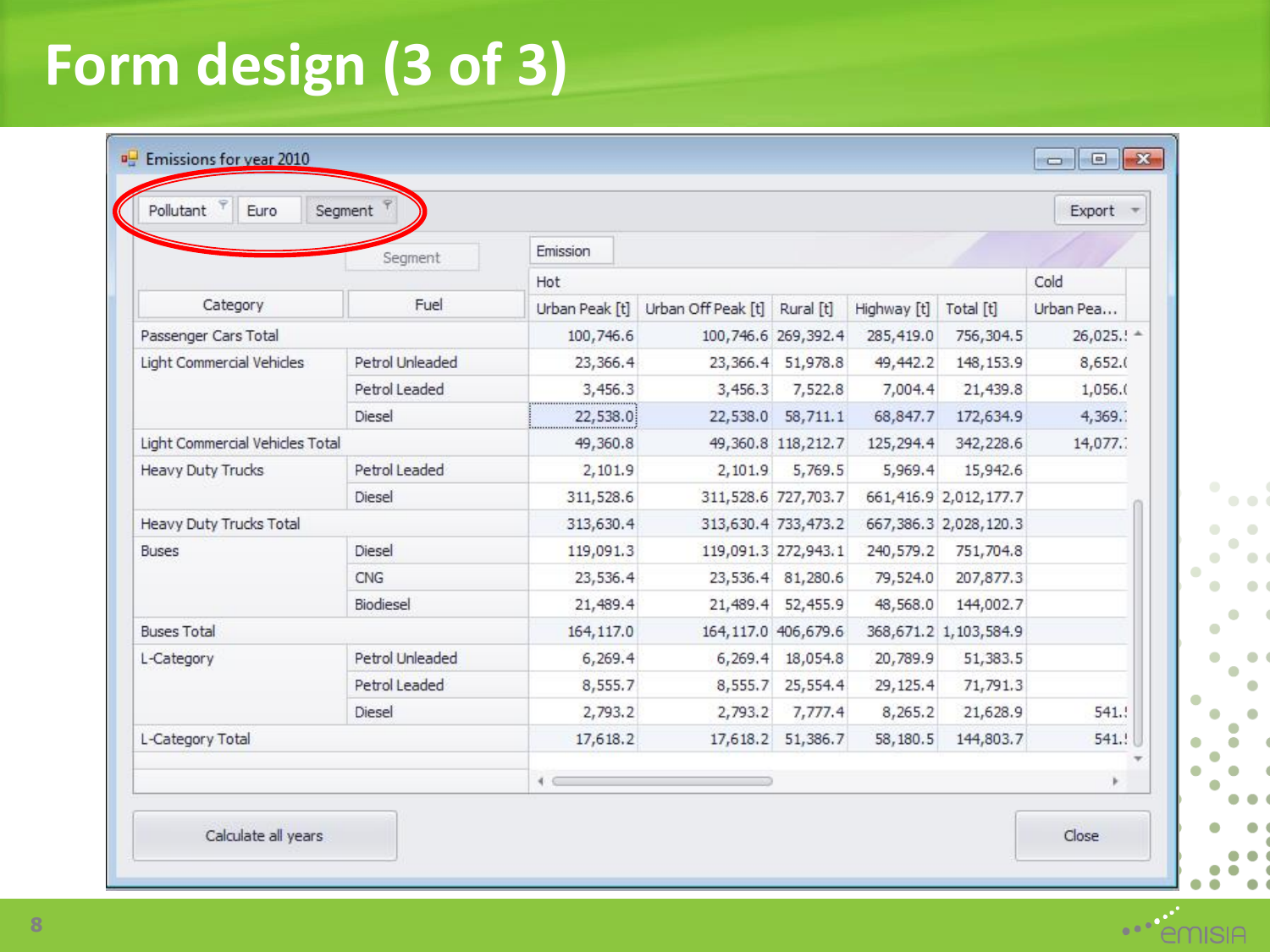# Form design (3 of 3)

Emissions for year 2010

Pollutant | Euro | Segment

Export

| Category | Fuel | Hot Urban Peak [t] | Hot Urban Off Peak [t] | Hot Rural [t] | Hot Highway [t] | Hot Total [t] | Cold Urban Pea... |
|---|---|---|---|---|---|---|---|
| Passenger Cars Total | | 100,746.6 | 100,746.6 | 269,392.4 | 285,419.0 | 756,304.5 | 26,025.! |
| Light Commercial Vehicles | Petrol Unleaded | 23,366.4 | 23,366.4 | 51,978.8 | 49,442.2 | 148,153.9 | 8,652.( |
| | Petrol Leaded | 3,456.3 | 3,456.3 | 7,522.8 | 7,004.4 | 21,439.8 | 1,056.( |
| | Diesel | 22,538.0 | 22,538.0 | 58,711.1 | 68,847.7 | 172,634.9 | 4,369.: |
| Light Commercial Vehicles Total | | 49,360.8 | 49,360.8 | 118,212.7 | 125,294.4 | 342,228.6 | 14,077.: |
| Heavy Duty Trucks | Petrol Leaded | 2,101.9 | 2,101.9 | 5,769.5 | 5,969.4 | 15,942.6 | |
| | Diesel | 311,528.6 | 311,528.6 | 727,703.7 | 661,416.9 | 2,012,177.7 | |
| Heavy Duty Trucks Total | | 313,630.4 | 313,630.4 | 733,473.2 | 667,386.3 | 2,028,120.3 | |
| Buses | Diesel | 119,091.3 | 119,091.3 | 272,943.1 | 240,579.2 | 751,704.8 | |
| | CNG | 23,536.4 | 23,536.4 | 81,280.6 | 79,524.0 | 207,877.3 | |
| | Biodiesel | 21,489.4 | 21,489.4 | 52,455.9 | 48,568.0 | 144,002.7 | |
| Buses Total | | 164,117.0 | 164,117.0 | 406,679.6 | 368,671.2 | 1,103,584.9 | |
| L-Category | Petrol Unleaded | 6,269.4 | 6,269.4 | 18,054.8 | 20,789.9 | 51,383.5 | |
| | Petrol Leaded | 8,555.7 | 8,555.7 | 25,554.4 | 29,125.4 | 71,791.3 | |
| | Diesel | 2,793.2 | 2,793.2 | 7,777.4 | 8,265.2 | 21,628.9 | 541.! |
| L-Category Total | | 17,618.2 | 17,618.2 | 51,386.7 | 58,180.5 | 144,803.7 | 541.! |

Calculate all years | Close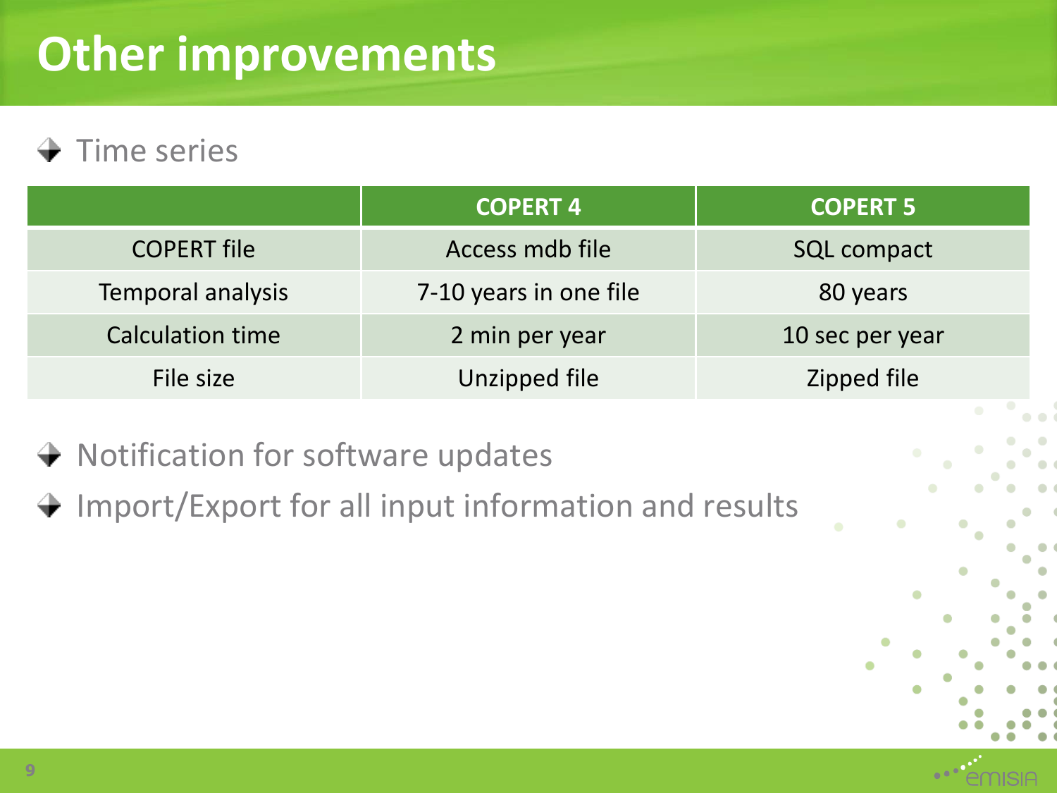# Other improvements

- Time series

| | COPERT 4 | COPERT 5 |
|---|---|---|
| COPERT file | Access mdb file | SQL compact |
| Temporal analysis | 7-10 years in one file | 80 years |
| Calculation time | 2 min per year | 10 sec per year |
| File size | Unzipped file | Zipped file |

- Notification for software updates
- Import/Export for all input information and results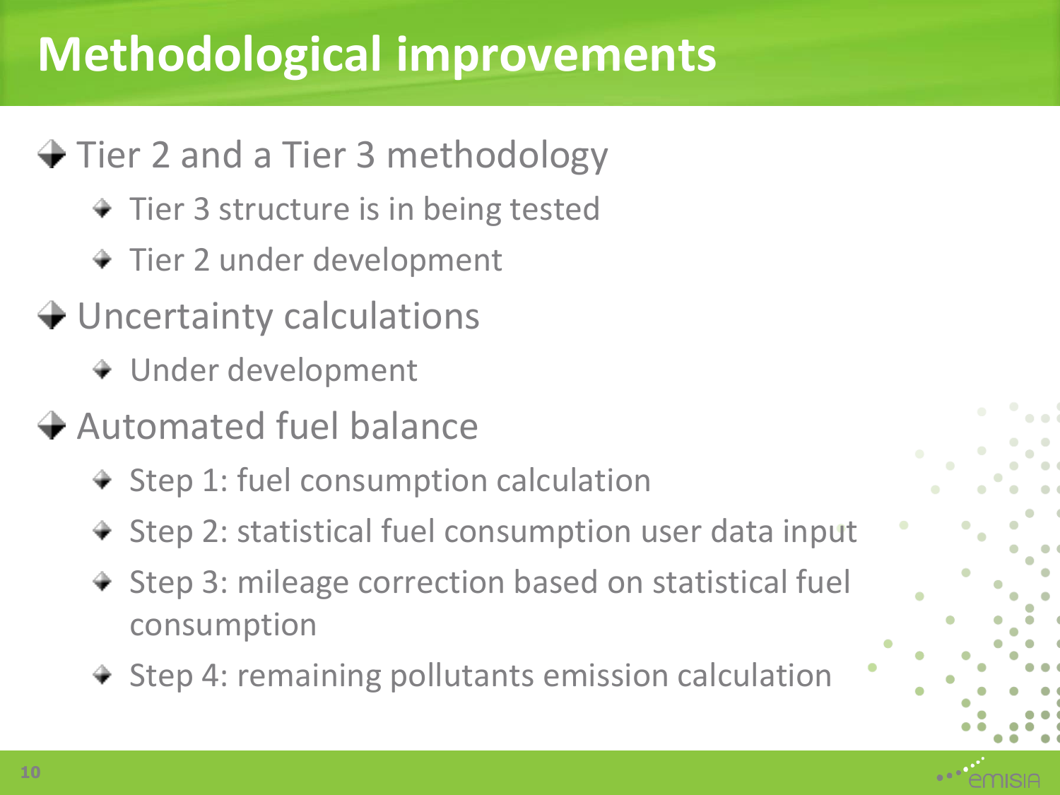# Methodological improvements

- Tier 2 and a Tier 3 methodology
  - Tier 3 structure is in being tested
  - Tier 2 under development
- Uncertainty calculations
  - Under development
- Automated fuel balance
  - Step 1: fuel consumption calculation
  - Step 2: statistical fuel consumption user data input
  - Step 3: mileage correction based on statistical fuel consumption
  - Step 4: remaining pollutants emission calculation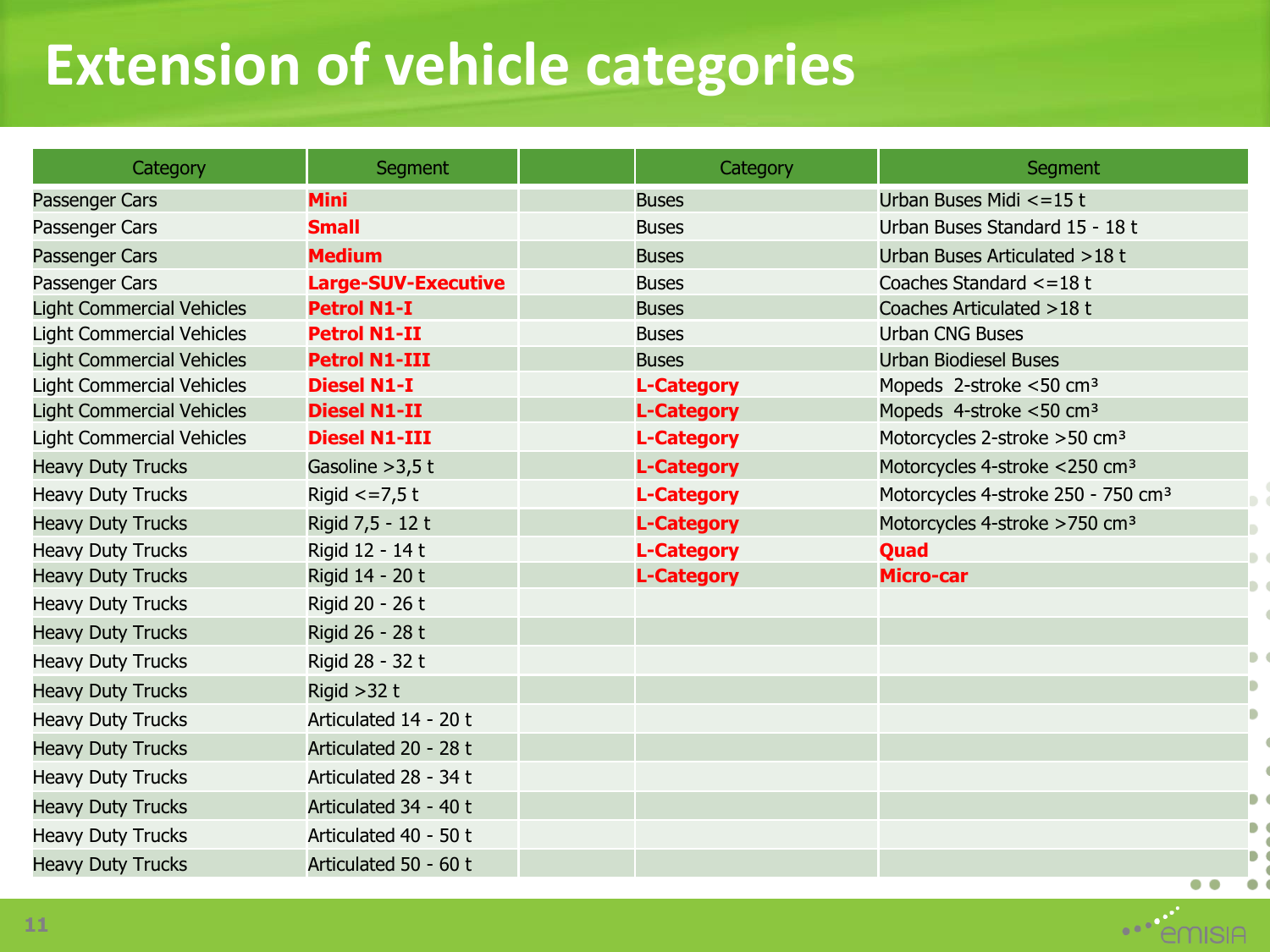# Extension of vehicle categories

| Category | Segment | | Category | Segment |
|---|---|---|---|---|
| Passenger Cars | **Mini** | | Buses | Urban Buses Midi <=15 t |
| Passenger Cars | **Small** | | Buses | Urban Buses Standard 15 - 18 t |
| Passenger Cars | **Medium** | | Buses | Urban Buses Articulated >18 t |
| Passenger Cars | **Large-SUV-Executive** | | Buses | Coaches Standard <=18 t |
| Light Commercial Vehicles | **Petrol N1-I** | | Buses | Coaches Articulated >18 t |
| Light Commercial Vehicles | **Petrol N1-II** | | Buses | Urban CNG Buses |
| Light Commercial Vehicles | **Petrol N1-III** | | Buses | Urban Biodiesel Buses |
| Light Commercial Vehicles | **Diesel N1-I** | | **L-Category** | Mopeds 2-stroke <50 cm³ |
| Light Commercial Vehicles | **Diesel N1-II** | | **L-Category** | Mopeds 4-stroke <50 cm³ |
| Light Commercial Vehicles | **Diesel N1-III** | | **L-Category** | Motorcycles 2-stroke >50 cm³ |
| Heavy Duty Trucks | Gasoline >3,5 t | | **L-Category** | Motorcycles 4-stroke <250 cm³ |
| Heavy Duty Trucks | Rigid <=7,5 t | | **L-Category** | Motorcycles 4-stroke 250 - 750 cm³ |
| Heavy Duty Trucks | Rigid 7,5 - 12 t | | **L-Category** | Motorcycles 4-stroke >750 cm³ |
| Heavy Duty Trucks | Rigid 12 - 14 t | | **L-Category** | **Quad** |
| Heavy Duty Trucks | Rigid 14 - 20 t | | **L-Category** | **Micro-car** |
| Heavy Duty Trucks | Rigid 20 - 26 t | | | |
| Heavy Duty Trucks | Rigid 26 - 28 t | | | |
| Heavy Duty Trucks | Rigid 28 - 32 t | | | |
| Heavy Duty Trucks | Rigid >32 t | | | |
| Heavy Duty Trucks | Articulated 14 - 20 t | | | |
| Heavy Duty Trucks | Articulated 20 - 28 t | | | |
| Heavy Duty Trucks | Articulated 28 - 34 t | | | |
| Heavy Duty Trucks | Articulated 34 - 40 t | | | |
| Heavy Duty Trucks | Articulated 40 - 50 t | | | |
| Heavy Duty Trucks | Articulated 50 - 60 t | | | |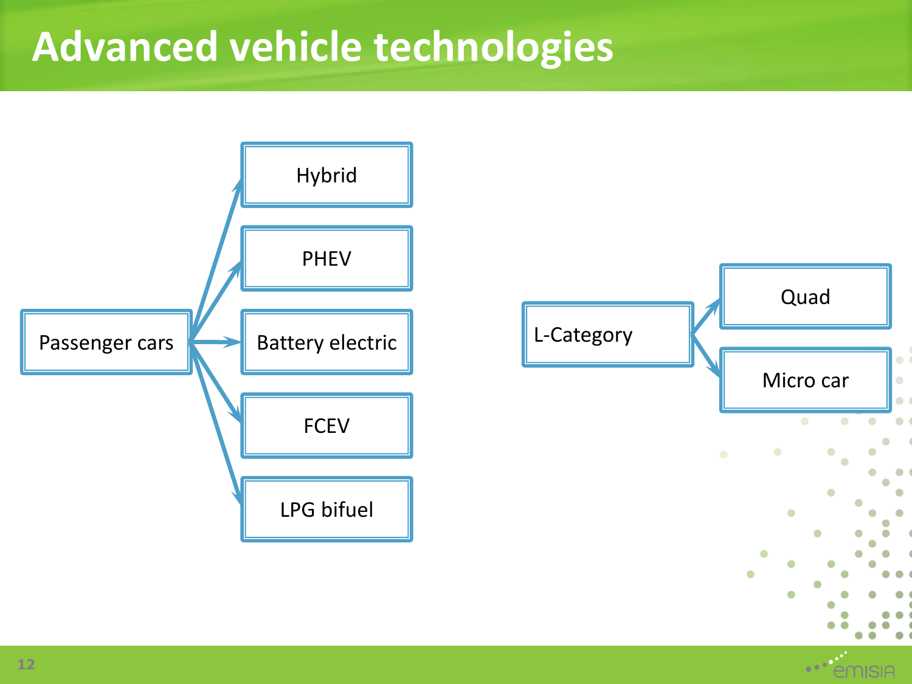# Advanced vehicle technologies

- Passenger cars
  - Hybrid
  - PHEV
  - Battery electric
  - FCEV
  - LPG bifuel

- L-Category
  - Quad
  - Micro car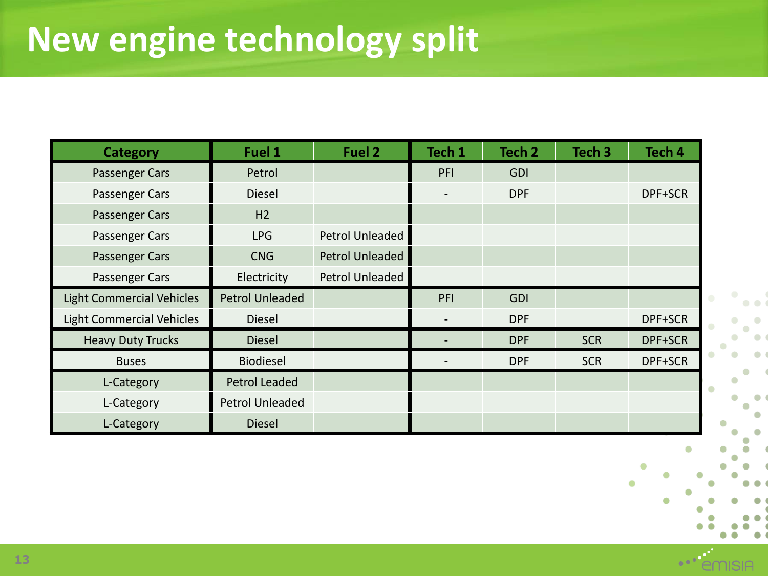# New engine technology split

| Category | Fuel 1 | Fuel 2 | Tech 1 | Tech 2 | Tech 3 | Tech 4 |
|---|---|---|---|---|---|---|
| Passenger Cars | Petrol | | PFI | GDI | | |
| Passenger Cars | Diesel | | - | DPF | | DPF+SCR |
| Passenger Cars | H2 | | | | | |
| Passenger Cars | LPG | Petrol Unleaded | | | | |
| Passenger Cars | CNG | Petrol Unleaded | | | | |
| Passenger Cars | Electricity | Petrol Unleaded | | | | |
| Light Commercial Vehicles | Petrol Unleaded | | PFI | GDI | | |
| Light Commercial Vehicles | Diesel | | - | DPF | | DPF+SCR |
| Heavy Duty Trucks | Diesel | | - | DPF | SCR | DPF+SCR |
| Buses | Biodiesel | | - | DPF | SCR | DPF+SCR |
| L-Category | Petrol Leaded | | | | | |
| L-Category | Petrol Unleaded | | | | | |
| L-Category | Diesel | | | | | |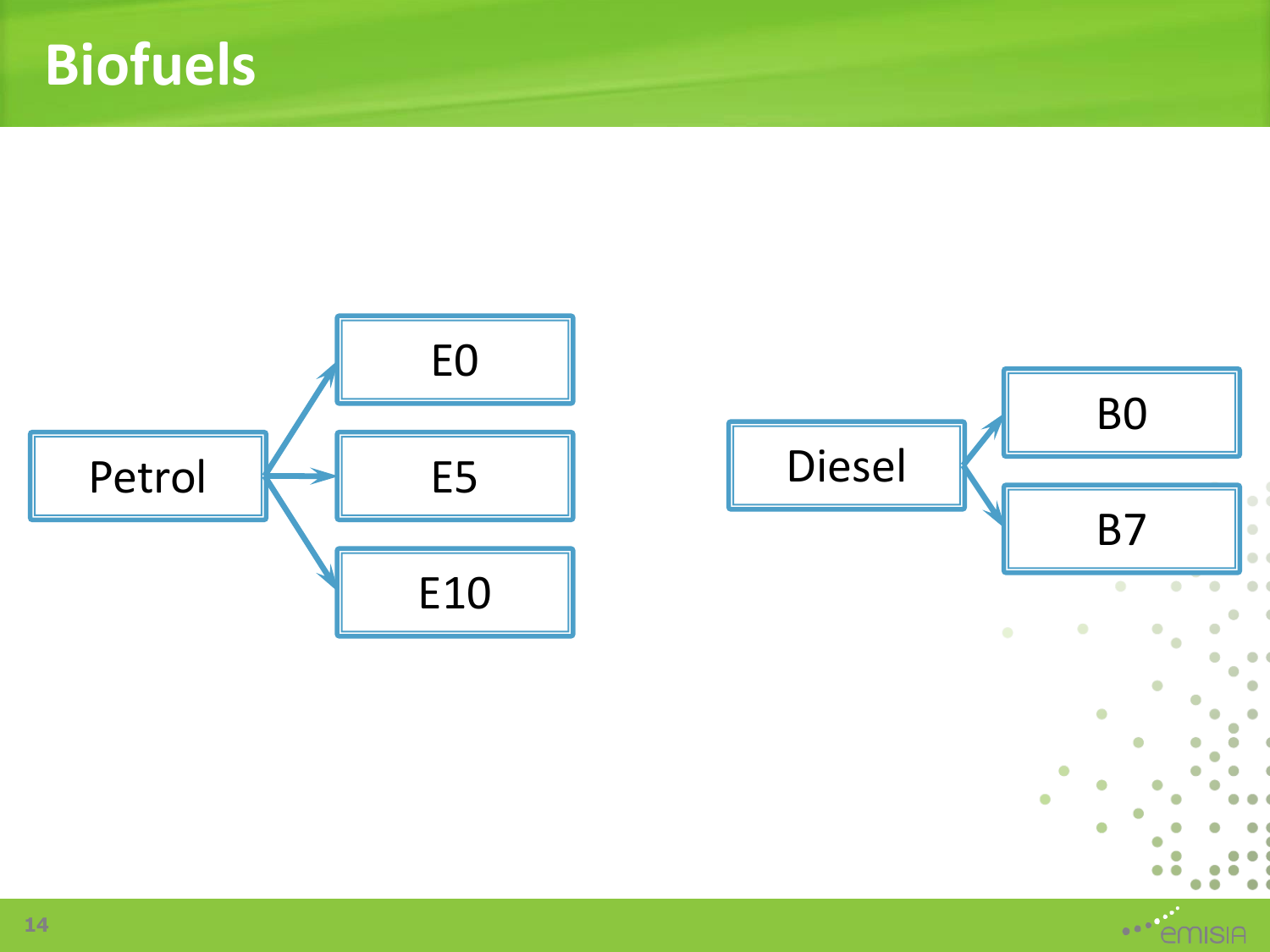# Biofuels

- Petrol
  - E0
  - E5
  - E10
- Diesel
  - B0
  - B7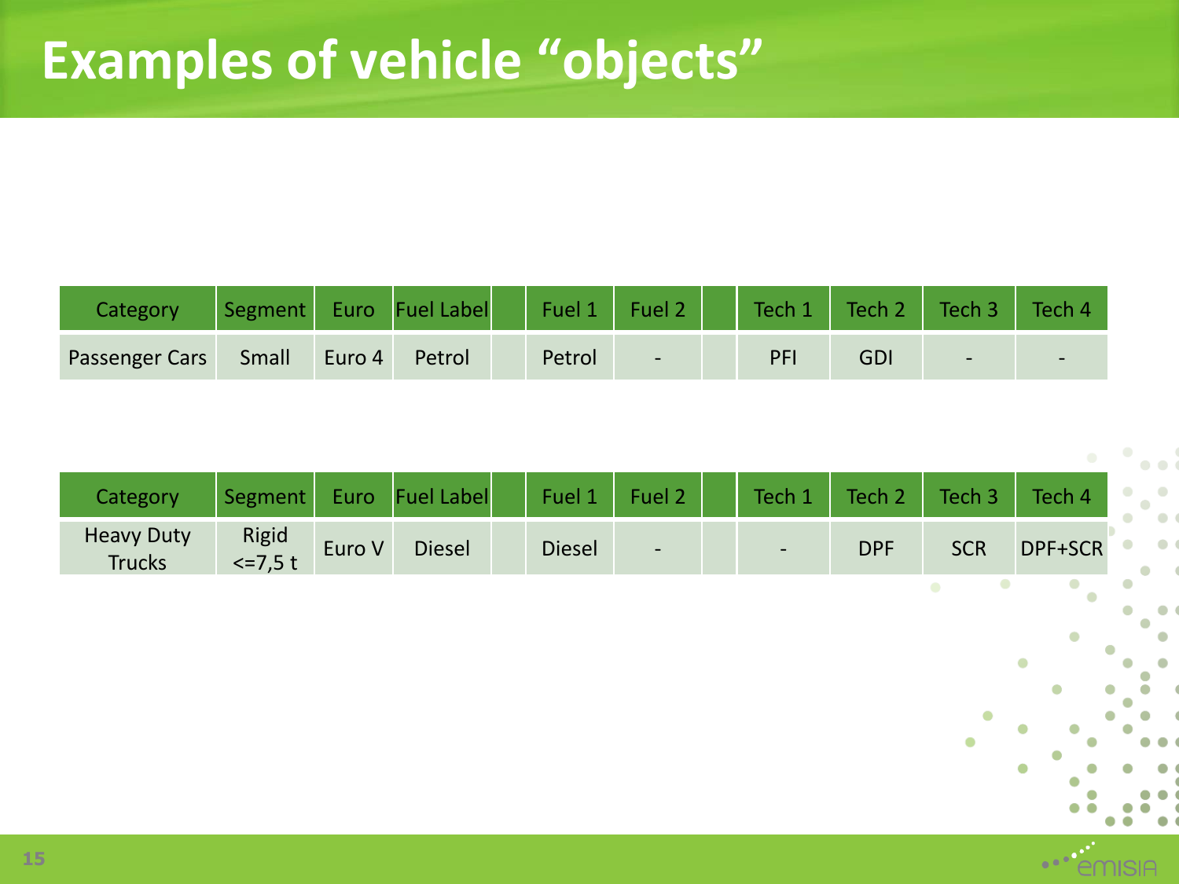# Examples of vehicle “objects”

| Category | Segment | Euro | Fuel Label | | Fuel 1 | Fuel 2 | | Tech 1 | Tech 2 | Tech 3 | Tech 4 |
|---|---|---|---|---|---|---|---|---|---|---|---|
| Passenger Cars | Small | Euro 4 | Petrol | | Petrol | - | | PFI | GDI | - | - |

| Category | Segment | Euro | Fuel Label | | Fuel 1 | Fuel 2 | | Tech 1 | Tech 2 | Tech 3 | Tech 4 |
|---|---|---|---|---|---|---|---|---|---|---|---|
| Heavy Duty Trucks | Rigid <=7,5 t | Euro V | Diesel | | Diesel | - | | - | DPF | SCR | DPF+SCR |